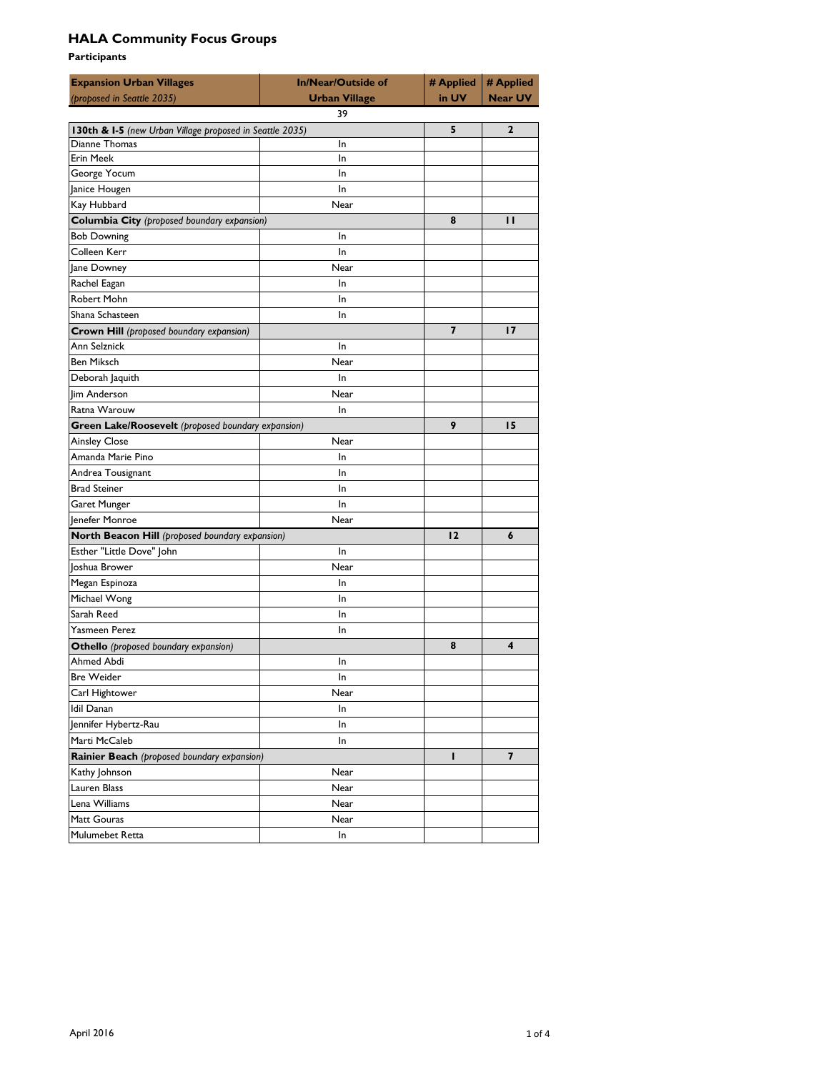# HALA Community Focus Groups

**Participants**

| **Expansion Urban Villages** *(proposed in Seattle 2035)* | **In/Near/Outside of Urban Village** | **# Applied in UV** | **# Applied Near UV** |
|---|---|---|---|
| | 39 | | |
| **130th & I-5** *(new Urban Village proposed in Seattle 2035)* | | **5** | **2** |
| Dianne Thomas | In | | |
| Erin Meek | In | | |
| George Yocum | In | | |
| Janice Hougen | In | | |
| Kay Hubbard | Near | | |
| **Columbia City** *(proposed boundary expansion)* | | **8** | **11** |
| Bob Downing | In | | |
| Colleen Kerr | In | | |
| Jane Downey | Near | | |
| Rachel Eagan | In | | |
| Robert Mohn | In | | |
| Shana Schasteen | In | | |
| **Crown Hill** *(proposed boundary expansion)* | | **7** | **17** |
| Ann Selznick | In | | |
| Ben Miksch | Near | | |
| Deborah Jaquith | In | | |
| Jim Anderson | Near | | |
| Ratna Warouw | In | | |
| **Green Lake/Roosevelt** *(proposed boundary expansion)* | | **9** | **15** |
| Ainsley Close | Near | | |
| Amanda Marie Pino | In | | |
| Andrea Tousignant | In | | |
| Brad Steiner | In | | |
| Garet Munger | In | | |
| Jenefer Monroe | Near | | |
| **North Beacon Hill** *(proposed boundary expansion)* | | **12** | **6** |
| Esther "Little Dove" John | In | | |
| Joshua Brower | Near | | |
| Megan Espinoza | In | | |
| Michael Wong | In | | |
| Sarah Reed | In | | |
| Yasmeen Perez | In | | |
| **Othello** *(proposed boundary expansion)* | | **8** | **4** |
| Ahmed Abdi | In | | |
| Bre Weider | In | | |
| Carl Hightower | Near | | |
| Idil Danan | In | | |
| Jennifer Hybertz-Rau | In | | |
| Marti McCaleb | In | | |
| **Rainier Beach** *(proposed boundary expansion)* | | **1** | **7** |
| Kathy Johnson | Near | | |
| Lauren Blass | Near | | |
| Lena Williams | Near | | |
| Matt Gouras | Near | | |
| Mulumebet Retta | In | | |

April 2016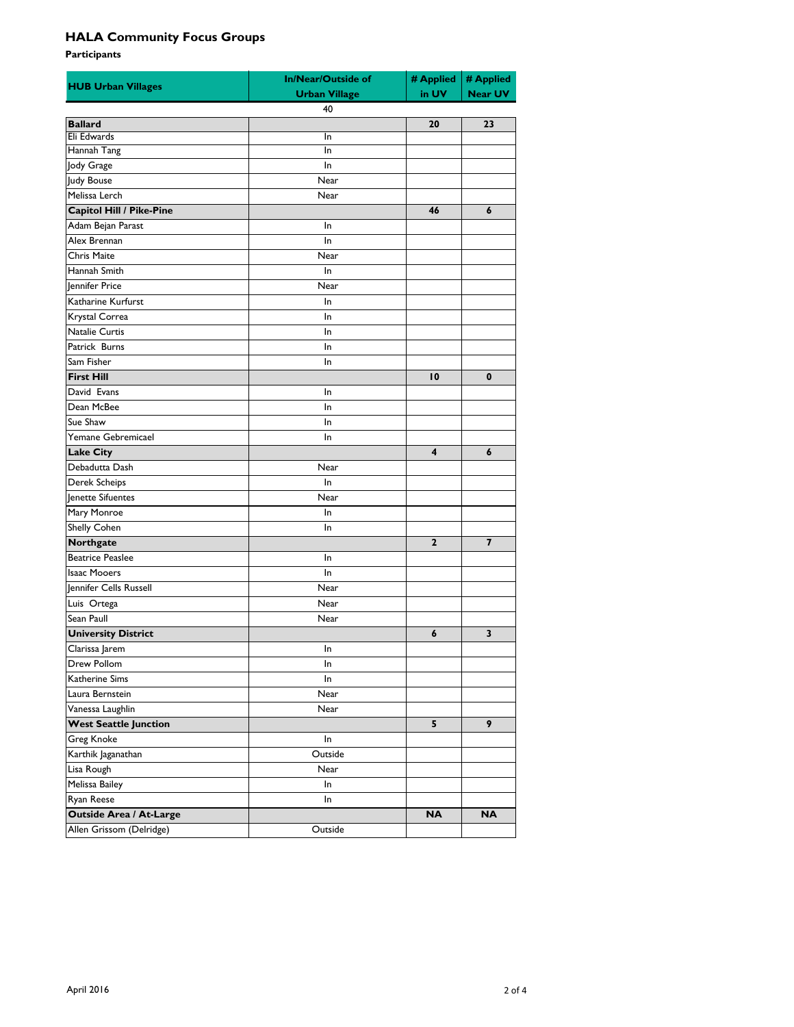# HALA Community Focus Groups

**Participants**

| HUB Urban Villages | In/Near/Outside of Urban Village | # Applied in UV | # Applied Near UV |
|---|---|---|---|
| | 40 | | |
| **Ballard** | | **20** | **23** |
| Eli Edwards | In | | |
| Hannah Tang | In | | |
| Jody Grage | In | | |
| Judy Bouse | Near | | |
| Melissa Lerch | Near | | |
| **Capitol Hill / Pike-Pine** | | **46** | **6** |
| Adam Bejan Parast | In | | |
| Alex Brennan | In | | |
| Chris Maite | Near | | |
| Hannah Smith | In | | |
| Jennifer Price | Near | | |
| Katharine Kurfurst | In | | |
| Krystal Correa | In | | |
| Natalie Curtis | In | | |
| Patrick Burns | In | | |
| Sam Fisher | In | | |
| **First Hill** | | **10** | **0** |
| David Evans | In | | |
| Dean McBee | In | | |
| Sue Shaw | In | | |
| Yemane Gebremicael | In | | |
| **Lake City** | | **4** | **6** |
| Debadutta Dash | Near | | |
| Derek Scheips | In | | |
| Jenette Sifuentes | Near | | |
| Mary Monroe | In | | |
| Shelly Cohen | In | | |
| **Northgate** | | **2** | **7** |
| Beatrice Peaslee | In | | |
| Isaac Mooers | In | | |
| Jennifer Cells Russell | Near | | |
| Luis Ortega | Near | | |
| Sean Paull | Near | | |
| **University District** | | **6** | **3** |
| Clarissa Jarem | In | | |
| Drew Pollom | In | | |
| Katherine Sims | In | | |
| Laura Bernstein | Near | | |
| Vanessa Laughlin | Near | | |
| **West Seattle Junction** | | **5** | **9** |
| Greg Knoke | In | | |
| Karthik Jaganathan | Outside | | |
| Lisa Rough | Near | | |
| Melissa Bailey | In | | |
| Ryan Reese | In | | |
| **Outside Area / At-Large** | | **NA** | **NA** |
| Allen Grissom (Delridge) | Outside | | |

April 2016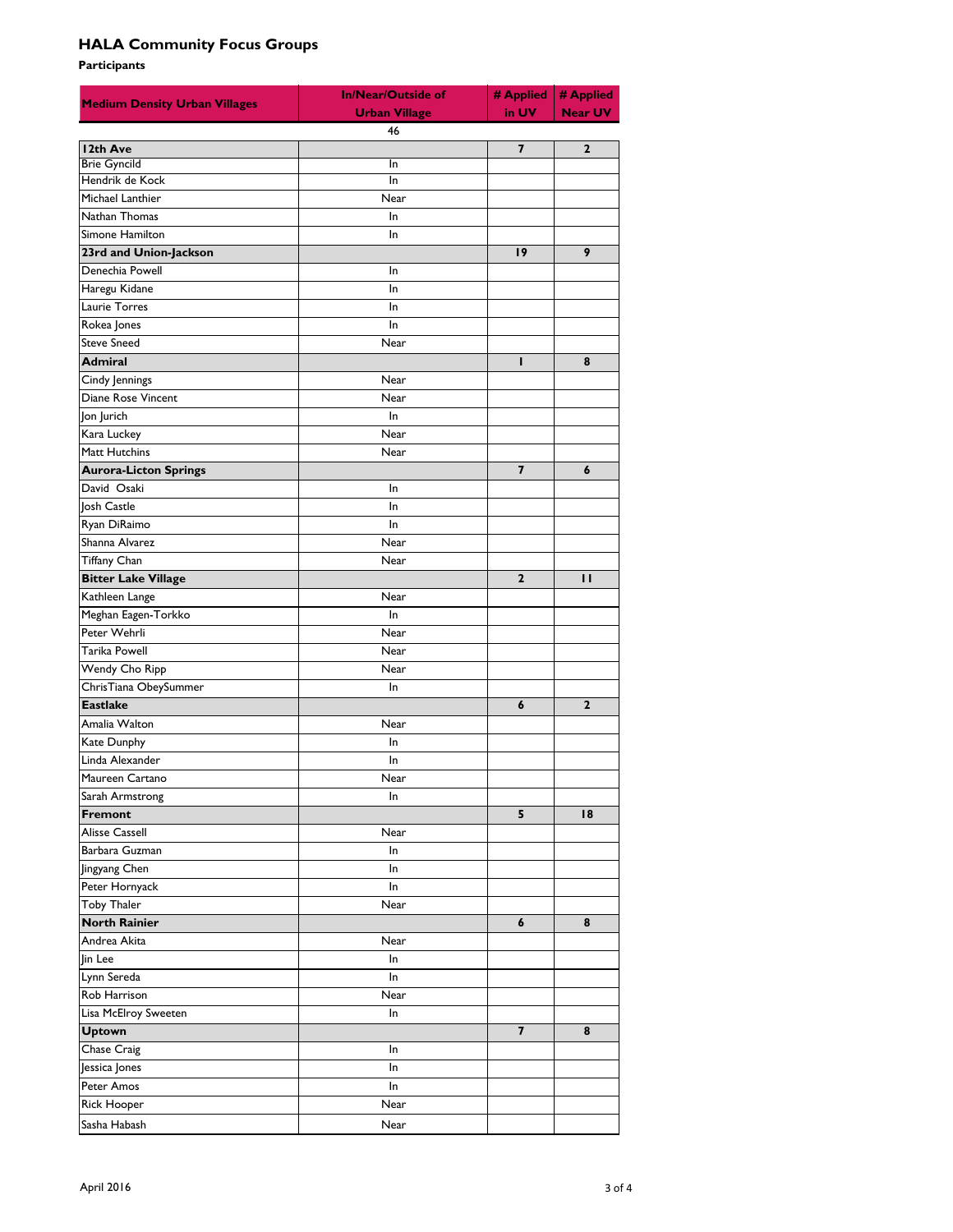# HALA Community Focus Groups

**Participants**

| Medium Density Urban Villages | In/Near/Outside of Urban Village | # Applied in UV | # Applied Near UV |
|---|---|---|---|
| | 46 | | |
| **12th Ave** | | **7** | **2** |
| Brie Gyncild | In | | |
| Hendrik de Kock | In | | |
| Michael Lanthier | Near | | |
| Nathan Thomas | In | | |
| Simone Hamilton | In | | |
| **23rd and Union-Jackson** | | **19** | **9** |
| Denechia Powell | In | | |
| Haregu Kidane | In | | |
| Laurie Torres | In | | |
| Rokea Jones | In | | |
| Steve Sneed | Near | | |
| **Admiral** | | **1** | **8** |
| Cindy Jennings | Near | | |
| Diane Rose Vincent | Near | | |
| Jon Jurich | In | | |
| Kara Luckey | Near | | |
| Matt Hutchins | Near | | |
| **Aurora-Licton Springs** | | **7** | **6** |
| David Osaki | In | | |
| Josh Castle | In | | |
| Ryan DiRaimo | In | | |
| Shanna Alvarez | Near | | |
| Tiffany Chan | Near | | |
| **Bitter Lake Village** | | **2** | **11** |
| Kathleen Lange | Near | | |
| Meghan Eagen-Torkko | In | | |
| Peter Wehrli | Near | | |
| Tarika Powell | Near | | |
| Wendy Cho Ripp | Near | | |
| ChrisTiana ObeySummer | In | | |
| **Eastlake** | | **6** | **2** |
| Amalia Walton | Near | | |
| Kate Dunphy | In | | |
| Linda Alexander | In | | |
| Maureen Cartano | Near | | |
| Sarah Armstrong | In | | |
| **Fremont** | | **5** | **18** |
| Alisse Cassell | Near | | |
| Barbara Guzman | In | | |
| Jingyang Chen | In | | |
| Peter Hornyack | In | | |
| Toby Thaler | Near | | |
| **North Rainier** | | **6** | **8** |
| Andrea Akita | Near | | |
| Jin Lee | In | | |
| Lynn Sereda | In | | |
| Rob Harrison | Near | | |
| Lisa McElroy Sweeten | In | | |
| **Uptown** | | **7** | **8** |
| Chase Craig | In | | |
| Jessica Jones | In | | |
| Peter Amos | In | | |
| Rick Hooper | Near | | |
| Sasha Habash | Near | | |

April 2016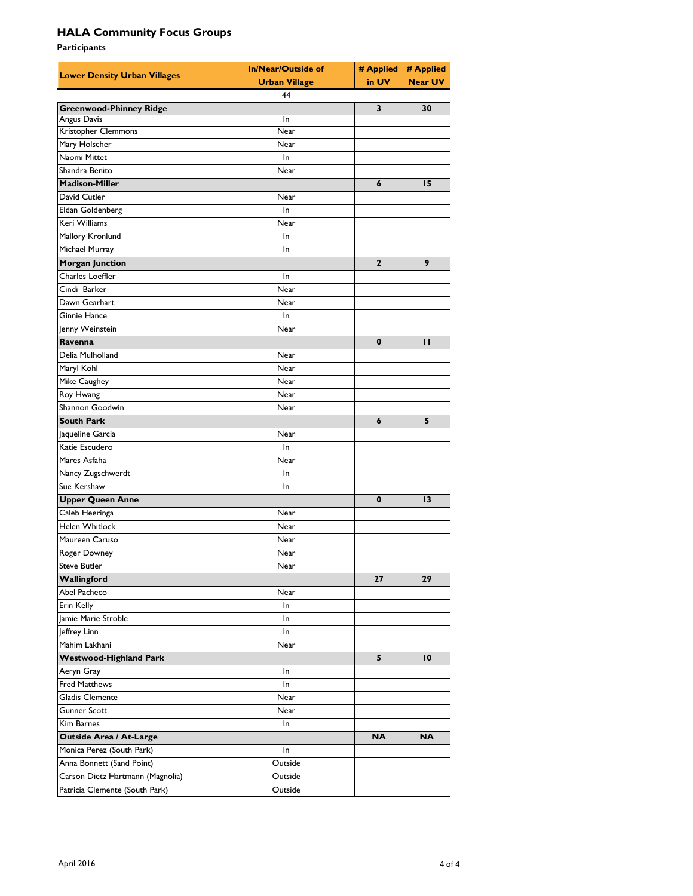## HALA Community Focus Groups

**Participants**

| Lower Density Urban Villages | In/Near/Outside of Urban Village | # Applied in UV | # Applied Near UV |
|---|---|---|---|
| | 44 | | |
| **Greenwood-Phinney Ridge** | | **3** | **30** |
| Angus Davis | In | | |
| Kristopher Clemmons | Near | | |
| Mary Holscher | Near | | |
| Naomi Mittet | In | | |
| Shandra Benito | Near | | |
| **Madison-Miller** | | **6** | **15** |
| David Cutler | Near | | |
| Eldan Goldenberg | In | | |
| Keri Williams | Near | | |
| Mallory Kronlund | In | | |
| Michael Murray | In | | |
| **Morgan Junction** | | **2** | **9** |
| Charles Loeffler | In | | |
| Cindi Barker | Near | | |
| Dawn Gearhart | Near | | |
| Ginnie Hance | In | | |
| Jenny Weinstein | Near | | |
| **Ravenna** | | **0** | **11** |
| Delia Mulholland | Near | | |
| Maryl Kohl | Near | | |
| Mike Caughey | Near | | |
| Roy Hwang | Near | | |
| Shannon Goodwin | Near | | |
| **South Park** | | **6** | **5** |
| Jaqueline Garcia | Near | | |
| Katie Escudero | In | | |
| Mares Asfaha | Near | | |
| Nancy Zugschwerdt | In | | |
| Sue Kershaw | In | | |
| **Upper Queen Anne** | | **0** | **13** |
| Caleb Heeringa | Near | | |
| Helen Whitlock | Near | | |
| Maureen Caruso | Near | | |
| Roger Downey | Near | | |
| Steve Butler | Near | | |
| **Wallingford** | | **27** | **29** |
| Abel Pacheco | Near | | |
| Erin Kelly | In | | |
| Jamie Marie Stroble | In | | |
| Jeffrey Linn | In | | |
| Mahim Lakhani | Near | | |
| **Westwood-Highland Park** | | **5** | **10** |
| Aeryn Gray | In | | |
| Fred Matthews | In | | |
| Gladis Clemente | Near | | |
| Gunner Scott | Near | | |
| Kim Barnes | In | | |
| **Outside Area / At-Large** | | **NA** | **NA** |
| Monica Perez (South Park) | In | | |
| Anna Bonnett (Sand Point) | Outside | | |
| Carson Dietz Hartmann (Magnolia) | Outside | | |
| Patricia Clemente (South Park) | Outside | | |

April 2016